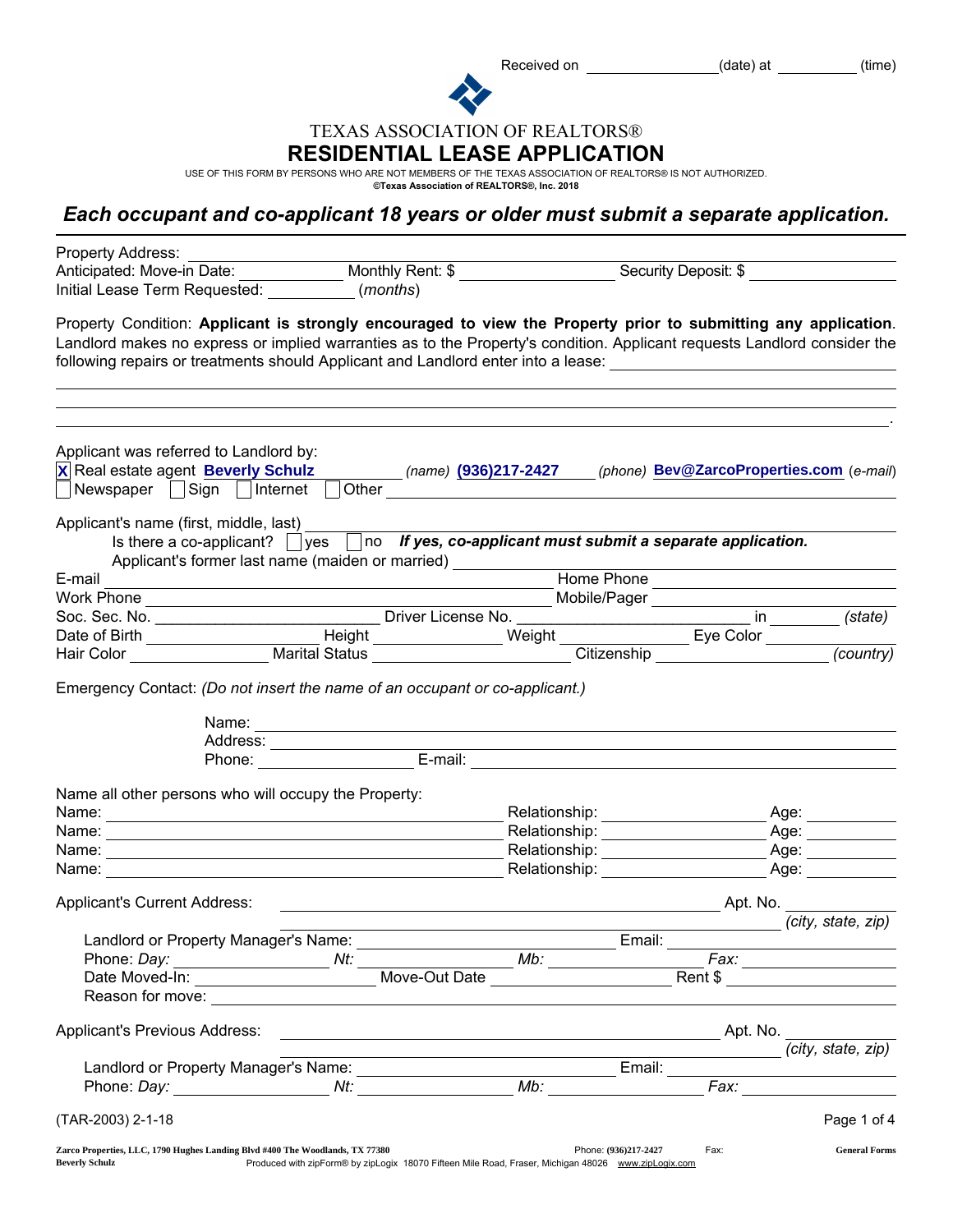Received on ________________ (date) at __________ (time)

TEXAS ASSOCIATION OF REALTORS®

# RESIDENTIAL LEASE APPLICATION

USE OF THIS FORM BY PERSONS WHO ARE NOT MEMBERS OF THE TEXAS ASSOCIATION OF REALTORS® IS NOT AUTHORIZED.
**©Texas Association of REALTORS®, Inc. 2018**

## *Each occupant and co-applicant 18 years or older must submit a separate application.*

Property Address: ______________________________________________
Anticipated: Move-in Date: ____________ Monthly Rent: $ ________________ Security Deposit: $ ________________
Initial Lease Term Requested: __________ (*months*)

Property Condition: **Applicant is strongly encouraged to view the Property prior to submitting any application**. Landlord makes no express or implied warranties as to the Property's condition. Applicant requests Landlord consider the following repairs or treatments should Applicant and Landlord enter into a lease: ______________________________________________

______________________________________________

______________________________________________

______________________________________________.

Applicant was referred to Landlord by:
[X] Real estate agent **Beverly Schulz** (*name*) **(936)217-2427** (*phone*) **Bev@ZarcoProperties.com** (*e-mail*)
[ ] Newspaper [ ] Sign [ ] Internet [ ] Other ______________________________________________

Applicant's name (first, middle, last) ______________________________________________
Is there a co-applicant? [ ] yes [ ] no ***If yes, co-applicant must submit a separate application.***
Applicant's former last name (maiden or married) ______________________________________________
E-mail ______________________________ Home Phone ______________________________
Work Phone ______________________________ Mobile/Pager ______________________________
Soc. Sec. No. ____________________ Driver License No. ____________________ in ________ *(state)*
Date of Birth ______________ Height ______________ Weight ______________ Eye Color ______________
Hair Color ______________ Marital Status ______________ Citizenship ______________ *(country)*

Emergency Contact: *(Do not insert the name of an occupant or co-applicant.)*

Name: ______________________________________________
Address: ______________________________________________
Phone: ______________ E-mail: ______________________________

Name all other persons who will occupy the Property:

| Name: | Relationship: | Age: |
|---|---|---|
| | | |
| | | |
| | | |
| | | |

Applicant's Current Address: ______________________________ Apt. No. ________
______________________________ *(city, state, zip)*
Landlord or Property Manager's Name: ______________________________ Email: ______________________________
Phone: *Day:* ______________ *Nt:* ______________ *Mb:* ______________ *Fax:* ______________
Date Moved-In: ______________ Move-Out Date ______________ Rent $ ______________
Reason for move: ______________________________________________

Applicant's Previous Address: ______________________________ Apt. No. ________
______________________________ *(city, state, zip)*
Landlord or Property Manager's Name: ______________________________ Email: ______________________________
Phone: *Day:* ______________ *Nt:* ______________ *Mb:* ______________ *Fax:* ______________

(TAR-2003) 2-1-18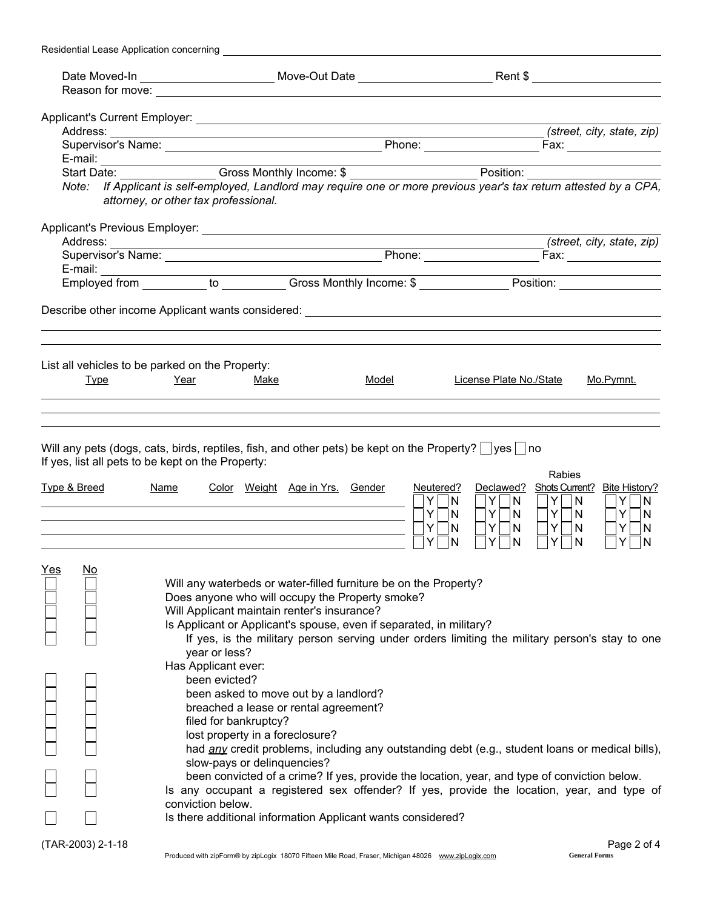Residential Lease Application concerning _______________________________________________

Date Moved-In ____________________ Move-Out Date ____________________ Rent $ ____________________

Reason for move: _______________________________________________

Applicant's Current Employer: _______________________________________________

Address: _______________________________________________ *(street, city, state, zip)*

Supervisor's Name: ______________________ Phone: ______________ Fax: ______________

E-mail: _______________________________________________

Start Date: ____________ Gross Monthly Income: $ ______________ Position: ______________

*Note: If Applicant is self-employed, Landlord may require one or more previous year's tax return attested by a CPA, attorney, or other tax professional.*

Applicant's Previous Employer: _______________________________________________

Address: _______________________________________________ *(street, city, state, zip)*

Supervisor's Name: ______________________ Phone: ______________ Fax: ______________

E-mail: _______________________________________________

Employed from __________ to __________ Gross Monthly Income: $ ______________ Position: ______________

Describe other income Applicant wants considered: _______________________________________________

_______________________________________________

_______________________________________________

List all vehicles to be parked on the Property:

| Type | Year | Make | Model | License Plate No./State | Mo.Pymnt. |
|---|---|---|---|---|---|
| | | | | | |
| | | | | | |
| | | | | | |

Will any pets (dogs, cats, birds, reptiles, fish, and other pets) be kept on the Property? ☐ yes ☐ no

If yes, list all pets to be kept on the Property:

| Type & Breed | Name | Color | Weight | Age in Yrs. | Gender | Neutered? | Declawed? | Rabies Shots Current? | Bite History? |
|---|---|---|---|---|---|---|---|---|---|
| | | | | | | ☐Y ☐N | ☐Y ☐N | ☐Y ☐N | ☐Y ☐N |
| | | | | | | ☐Y ☐N | ☐Y ☐N | ☐Y ☐N | ☐Y ☐N |
| | | | | | | ☐Y ☐N | ☐Y ☐N | ☐Y ☐N | ☐Y ☐N |
| | | | | | | ☐Y ☐N | ☐Y ☐N | ☐Y ☐N | ☐Y ☐N |

| Yes | No | |
|---|---|---|
| ☐ | ☐ | Will any waterbeds or water-filled furniture be on the Property? |
| ☐ | ☐ | Does anyone who will occupy the Property smoke? |
| ☐ | ☐ | Will Applicant maintain renter's insurance? |
| ☐ | ☐ | Is Applicant or Applicant's spouse, even if separated, in military? |
| ☐ | ☐ | If yes, is the military person serving under orders limiting the military person's stay to one year or less? |
| | | Has Applicant ever: |
| ☐ | ☐ | been evicted? |
| ☐ | ☐ | been asked to move out by a landlord? |
| ☐ | ☐ | breached a lease or rental agreement? |
| ☐ | ☐ | filed for bankruptcy? |
| ☐ | ☐ | lost property in a foreclosure? |
| ☐ | ☐ | had *any* credit problems, including any outstanding debt (e.g., student loans or medical bills), slow-pays or delinquencies? |
| ☐ | ☐ | been convicted of a crime? If yes, provide the location, year, and type of conviction below. |
| ☐ | ☐ | Is any occupant a registered sex offender? If yes, provide the location, year, and type of conviction below. |
| ☐ | ☐ | Is there additional information Applicant wants considered? |

(TAR-2003) 2-1-18

Produced with zipForm® by zipLogix 18070 Fifteen Mile Road, Fraser, Michigan 48026 www.zipLogix.com General Forms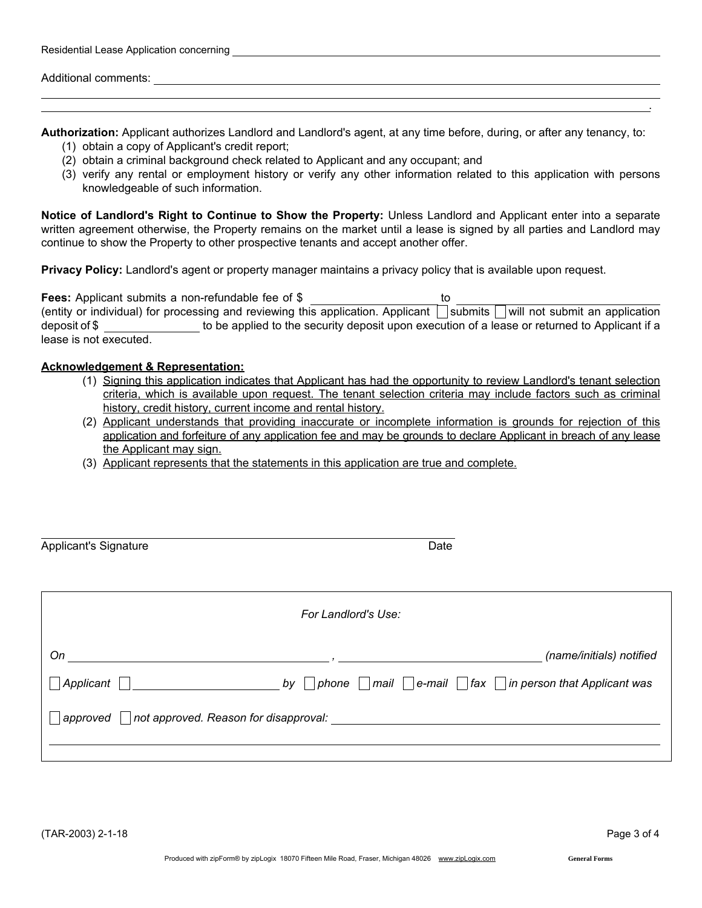Residential Lease Application concerning ______________________________________________

Additional comments: ______________________________________________
______________________________________________
______________________________________________.

**Authorization:** Applicant authorizes Landlord and Landlord's agent, at any time before, during, or after any tenancy, to:

(1) obtain a copy of Applicant's credit report;
(2) obtain a criminal background check related to Applicant and any occupant; and
(3) verify any rental or employment history or verify any other information related to this application with persons knowledgeable of such information.

**Notice of Landlord's Right to Continue to Show the Property:** Unless Landlord and Applicant enter into a separate written agreement otherwise, the Property remains on the market until a lease is signed by all parties and Landlord may continue to show the Property to other prospective tenants and accept another offer.

**Privacy Policy:** Landlord's agent or property manager maintains a privacy policy that is available upon request.

**Fees:** Applicant submits a non-refundable fee of $ ______________ to ______________________ (entity or individual) for processing and reviewing this application. Applicant ☐ submits ☐ will not submit an application deposit of $ ____________ to be applied to the security deposit upon execution of a lease or returned to Applicant if a lease is not executed.

**Acknowledgement & Representation:**

(1) Signing this application indicates that Applicant has had the opportunity to review Landlord's tenant selection criteria, which is available upon request. The tenant selection criteria may include factors such as criminal history, credit history, current income and rental history.
(2) Applicant understands that providing inaccurate or incomplete information is grounds for rejection of this application and forfeiture of any application fee and may be grounds to declare Applicant in breach of any lease the Applicant may sign.
(3) Applicant represents that the statements in this application are true and complete.

______________________________________________
Applicant's Signature                                                   Date

*For Landlord's Use:*

*On* ______________________, ______________________ *(name/initials) notified*

☐ *Applicant* ☐ ______________ *by* ☐ *phone* ☐ *mail* ☐ *e-mail* ☐ *fax* ☐ *in person that Applicant was*

☐ *approved* ☐ *not approved. Reason for disapproval:* ______________________________________________
______________________________________________

(TAR-2003) 2-1-18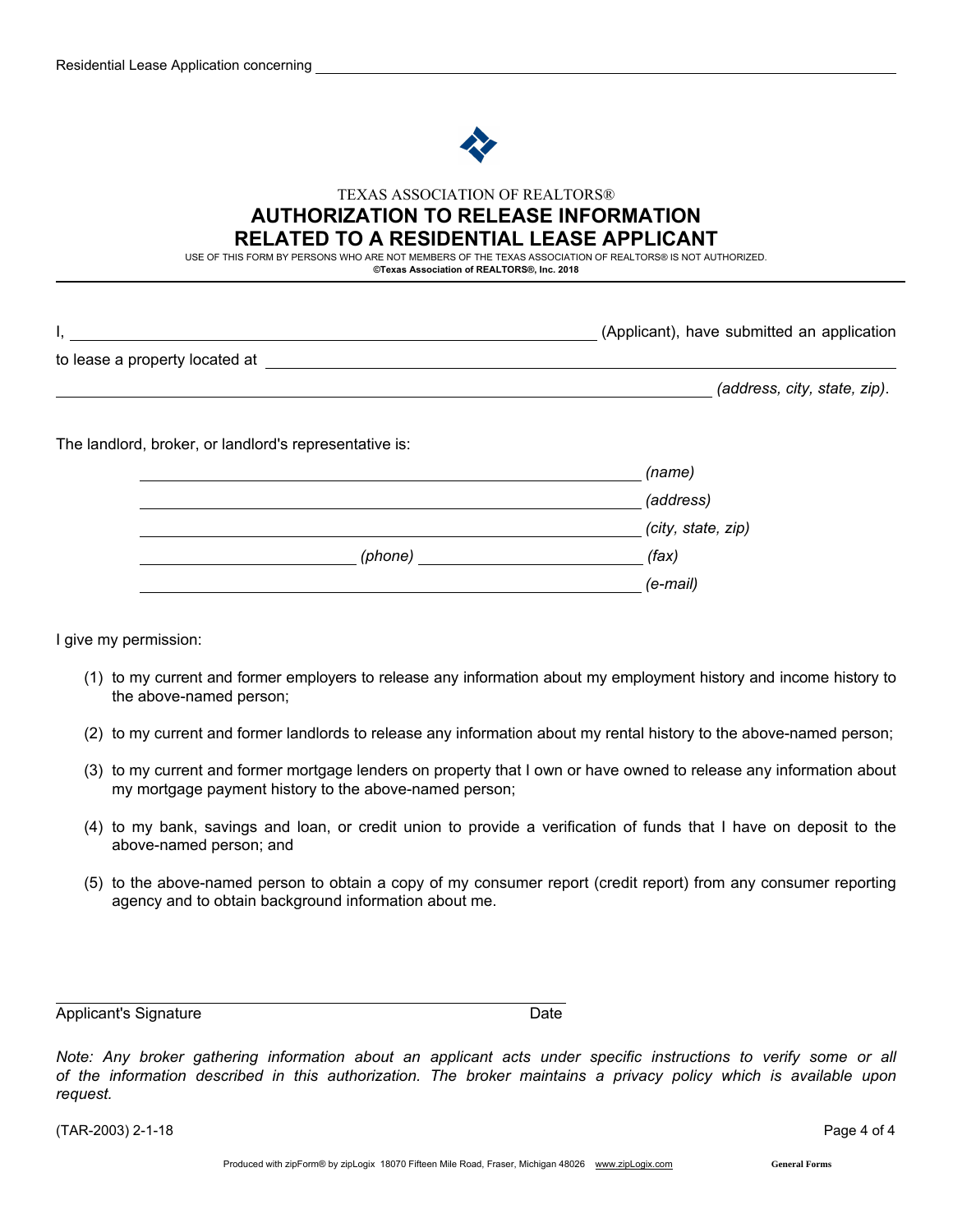Residential Lease Application concerning ______________________________

TEXAS ASSOCIATION OF REALTORS®

# AUTHORIZATION TO RELEASE INFORMATION RELATED TO A RESIDENTIAL LEASE APPLICANT

USE OF THIS FORM BY PERSONS WHO ARE NOT MEMBERS OF THE TEXAS ASSOCIATION OF REALTORS® IS NOT AUTHORIZED.

**©Texas Association of REALTORS®, Inc. 2018**

I, ______________________________ (Applicant), have submitted an application to lease a property located at ______________________________ *(address, city, state, zip)*.

The landlord, broker, or landlord's representative is:

______________________________ *(name)*

______________________________ *(address)*

______________________________ *(city, state, zip)*

______________ *(phone)* ______________ *(fax)*

______________________________ *(e-mail)*

I give my permission:

(1) to my current and former employers to release any information about my employment history and income history to the above-named person;

(2) to my current and former landlords to release any information about my rental history to the above-named person;

(3) to my current and former mortgage lenders on property that I own or have owned to release any information about my mortgage payment history to the above-named person;

(4) to my bank, savings and loan, or credit union to provide a verification of funds that I have on deposit to the above-named person; and

(5) to the above-named person to obtain a copy of my consumer report (credit report) from any consumer reporting agency and to obtain background information about me.

______________________________
Applicant's Signature Date

*Note: Any broker gathering information about an applicant acts under specific instructions to verify some or all of the information described in this authorization. The broker maintains a privacy policy which is available upon request.*

(TAR-2003) 2-1-18

Produced with zipForm® by zipLogix 18070 Fifteen Mile Road, Fraser, Michigan 48026 www.zipLogix.com General Forms